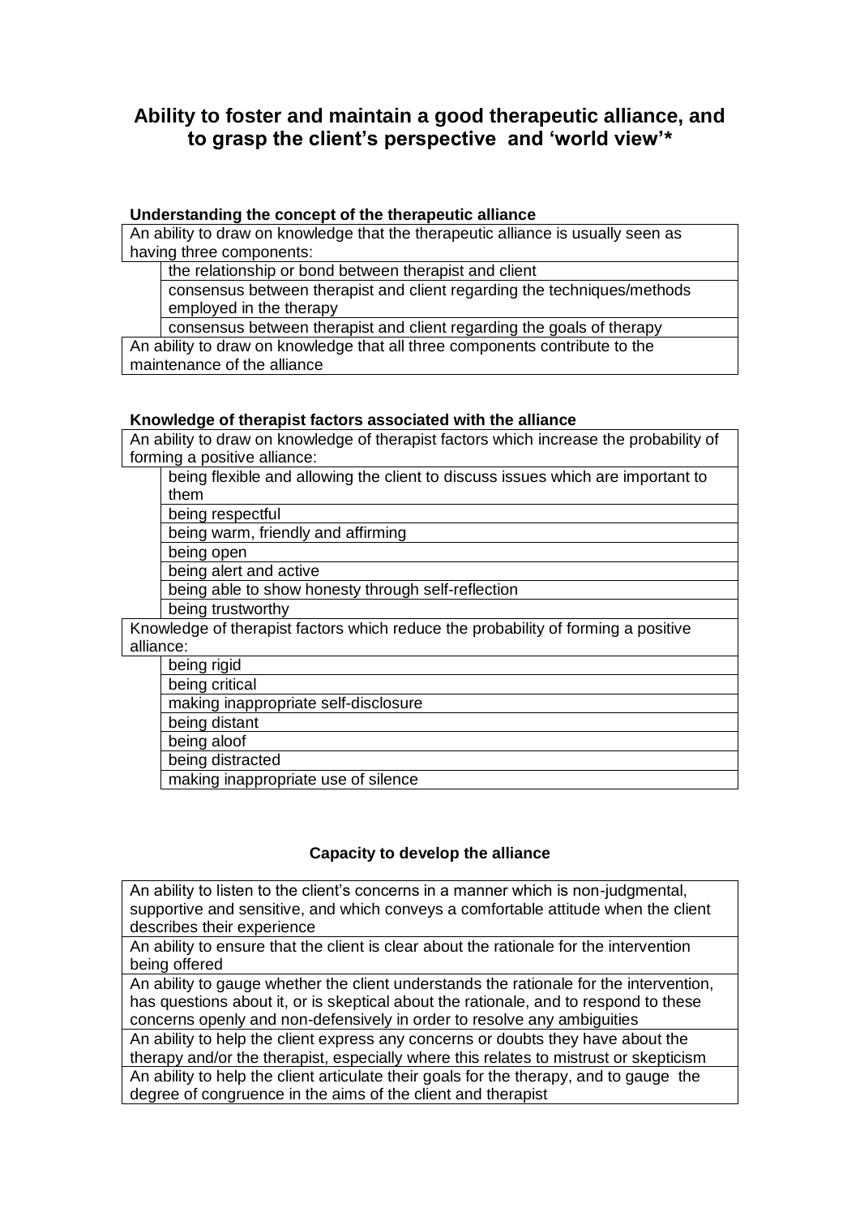# Ability to foster and maintain a good therapeutic alliance, and to grasp the client's perspective and 'world view'*

**Understanding the concept of the therapeutic alliance**

An ability to draw on knowledge that the therapeutic alliance is usually seen as having three components:

- the relationship or bond between therapist and client
- consensus between therapist and client regarding the techniques/methods employed in the therapy
- consensus between therapist and client regarding the goals of therapy

An ability to draw on knowledge that all three components contribute to the maintenance of the alliance

**Knowledge of therapist factors associated with the alliance**

An ability to draw on knowledge of therapist factors which increase the probability of forming a positive alliance:

- being flexible and allowing the client to discuss issues which are important to them
- being respectful
- being warm, friendly and affirming
- being open
- being alert and active
- being able to show honesty through self-reflection
- being trustworthy

Knowledge of therapist factors which reduce the probability of forming a positive alliance:

- being rigid
- being critical
- making inappropriate self-disclosure
- being distant
- being aloof
- being distracted
- making inappropriate use of silence

**Capacity to develop the alliance**

An ability to listen to the client's concerns in a manner which is non-judgmental, supportive and sensitive, and which conveys a comfortable attitude when the client describes their experience

An ability to ensure that the client is clear about the rationale for the intervention being offered

An ability to gauge whether the client understands the rationale for the intervention, has questions about it, or is skeptical about the rationale, and to respond to these concerns openly and non-defensively in order to resolve any ambiguities

An ability to help the client express any concerns or doubts they have about the therapy and/or the therapist, especially where this relates to mistrust or skepticism

An ability to help the client articulate their goals for the therapy, and to gauge the degree of congruence in the aims of the client and therapist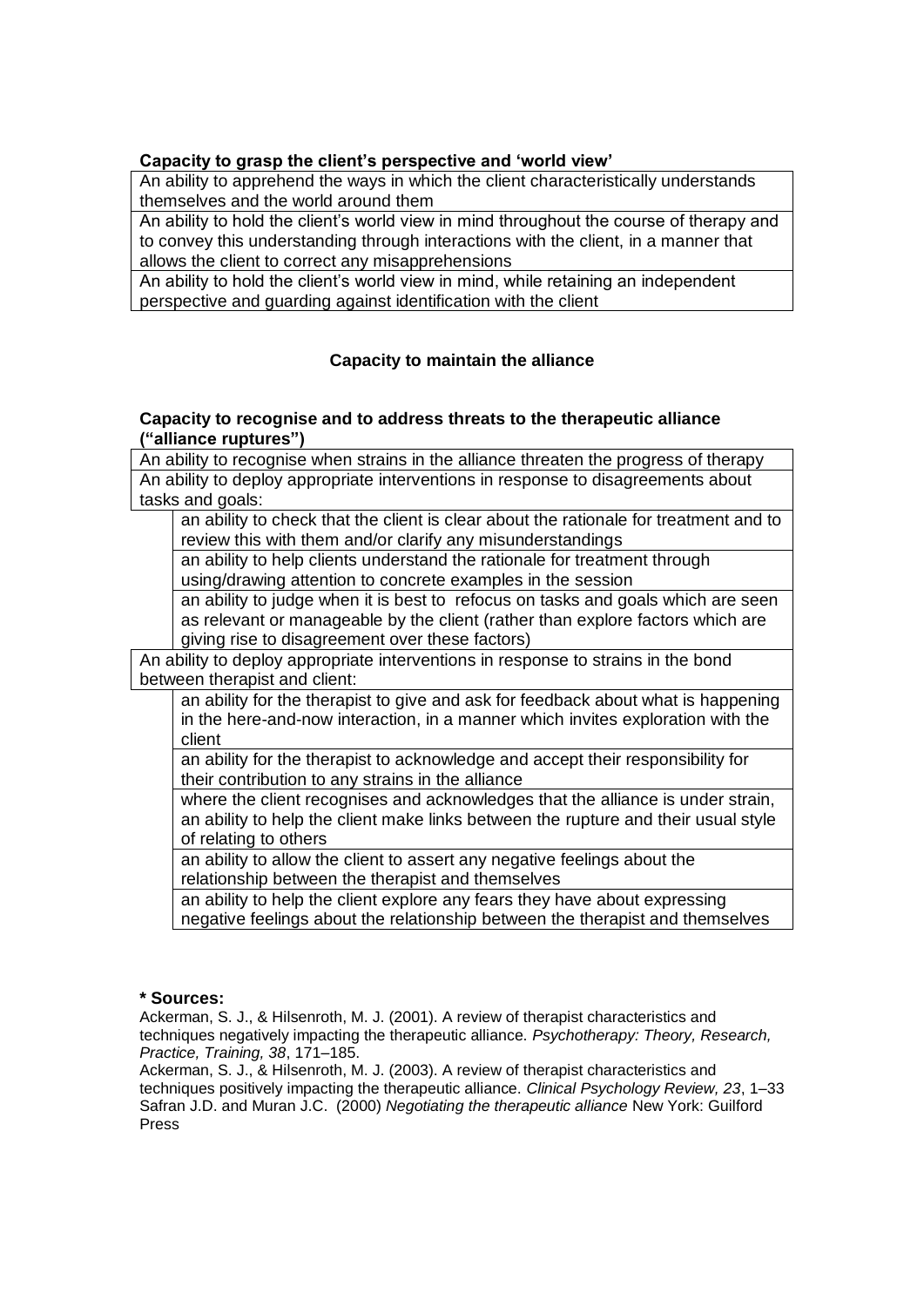**Capacity to grasp the client's perspective and 'world view'**

| |
|---|
| An ability to apprehend the ways in which the client characteristically understands themselves and the world around them |
| An ability to hold the client's world view in mind throughout the course of therapy and to convey this understanding through interactions with the client, in a manner that allows the client to correct any misapprehensions |
| An ability to hold the client's world view in mind, while retaining an independent perspective and guarding against identification with the client |

## Capacity to maintain the alliance

**Capacity to recognise and to address threats to the therapeutic alliance ("alliance ruptures")**

| | |
|---|---|
| An ability to recognise when strains in the alliance threaten the progress of therapy | |
| An ability to deploy appropriate interventions in response to disagreements about tasks and goals: | |
| | an ability to check that the client is clear about the rationale for treatment and to review this with them and/or clarify any misunderstandings |
| | an ability to help clients understand the rationale for treatment through using/drawing attention to concrete examples in the session |
| | an ability to judge when it is best to refocus on tasks and goals which are seen as relevant or manageable by the client (rather than explore factors which are giving rise to disagreement over these factors) |
| An ability to deploy appropriate interventions in response to strains in the bond between therapist and client: | |
| | an ability for the therapist to give and ask for feedback about what is happening in the here-and-now interaction, in a manner which invites exploration with the client |
| | an ability for the therapist to acknowledge and accept their responsibility for their contribution to any strains in the alliance |
| | where the client recognises and acknowledges that the alliance is under strain, an ability to help the client make links between the rupture and their usual style of relating to others |
| | an ability to allow the client to assert any negative feelings about the relationship between the therapist and themselves |
| | an ability to help the client explore any fears they have about expressing negative feelings about the relationship between the therapist and themselves |

**\* Sources:**

Ackerman, S. J., & Hilsenroth, M. J. (2001). A review of therapist characteristics and techniques negatively impacting the therapeutic alliance. *Psychotherapy: Theory, Research, Practice, Training, 38*, 171–185.

Ackerman, S. J., & Hilsenroth, M. J. (2003). A review of therapist characteristics and techniques positively impacting the therapeutic alliance. *Clinical Psychology Review, 23*, 1–33

Safran J.D. and Muran J.C. (2000) *Negotiating the therapeutic alliance* New York: Guilford Press